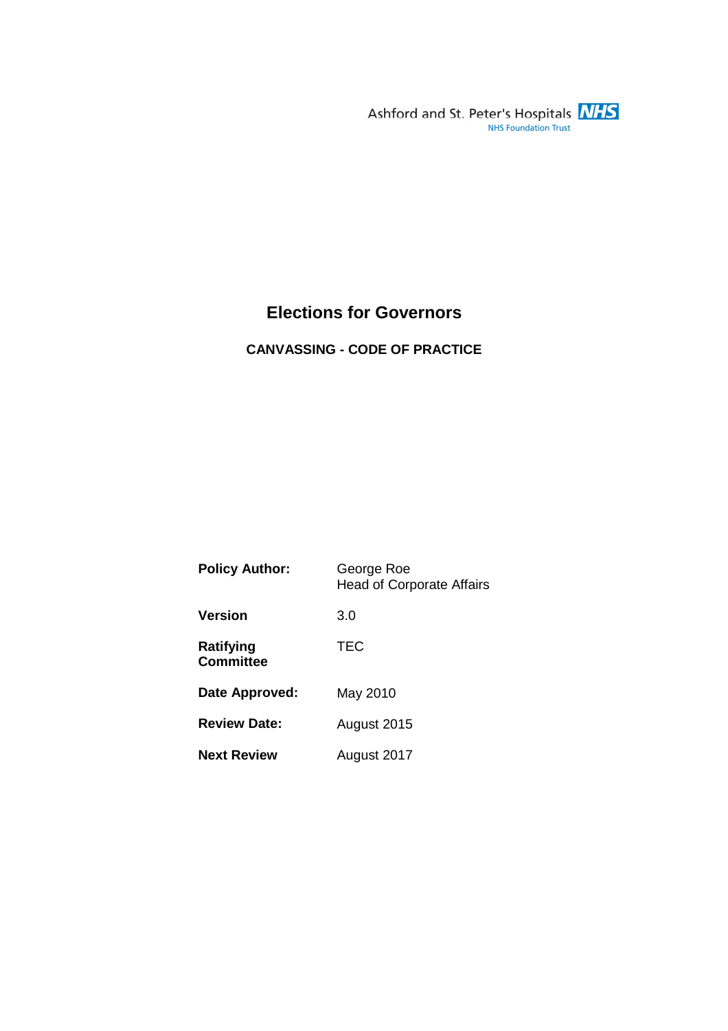Ashford and St. Peter's Hospitals NHS
NHS Foundation Trust

# Elections for Governors

## CANVASSING - CODE OF PRACTICE

| | |
|---|---|
| **Policy Author:** | George Roe<br>Head of Corporate Affairs |
| **Version** | 3.0 |
| **Ratifying Committee** | TEC |
| **Date Approved:** | May 2010 |
| **Review Date:** | August 2015 |
| **Next Review** | August 2017 |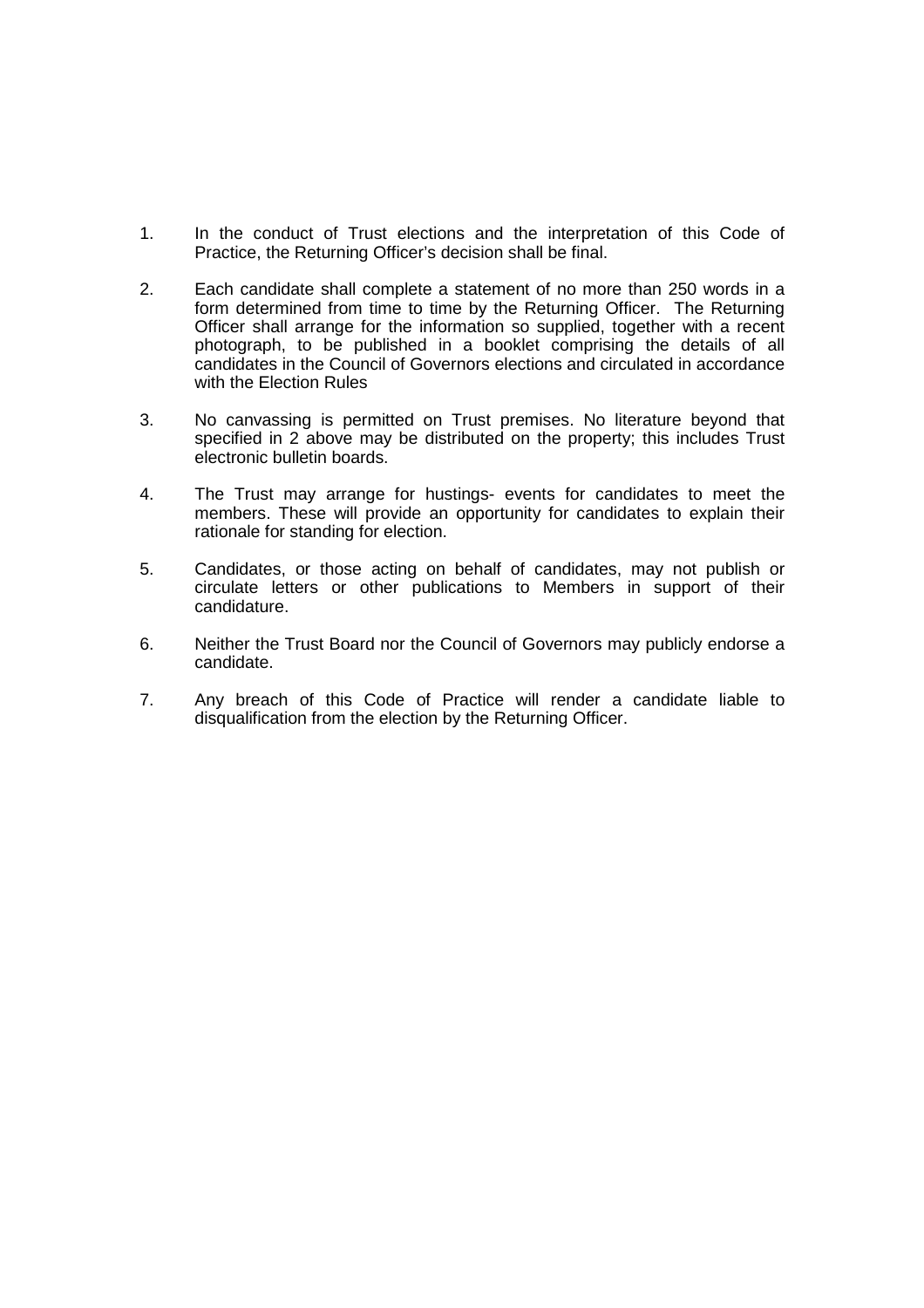1. In the conduct of Trust elections and the interpretation of this Code of Practice, the Returning Officer's decision shall be final.

2. Each candidate shall complete a statement of no more than 250 words in a form determined from time to time by the Returning Officer. The Returning Officer shall arrange for the information so supplied, together with a recent photograph, to be published in a booklet comprising the details of all candidates in the Council of Governors elections and circulated in accordance with the Election Rules

3. No canvassing is permitted on Trust premises. No literature beyond that specified in 2 above may be distributed on the property; this includes Trust electronic bulletin boards.

4. The Trust may arrange for hustings- events for candidates to meet the members. These will provide an opportunity for candidates to explain their rationale for standing for election.

5. Candidates, or those acting on behalf of candidates, may not publish or circulate letters or other publications to Members in support of their candidature.

6. Neither the Trust Board nor the Council of Governors may publicly endorse a candidate.

7. Any breach of this Code of Practice will render a candidate liable to disqualification from the election by the Returning Officer.